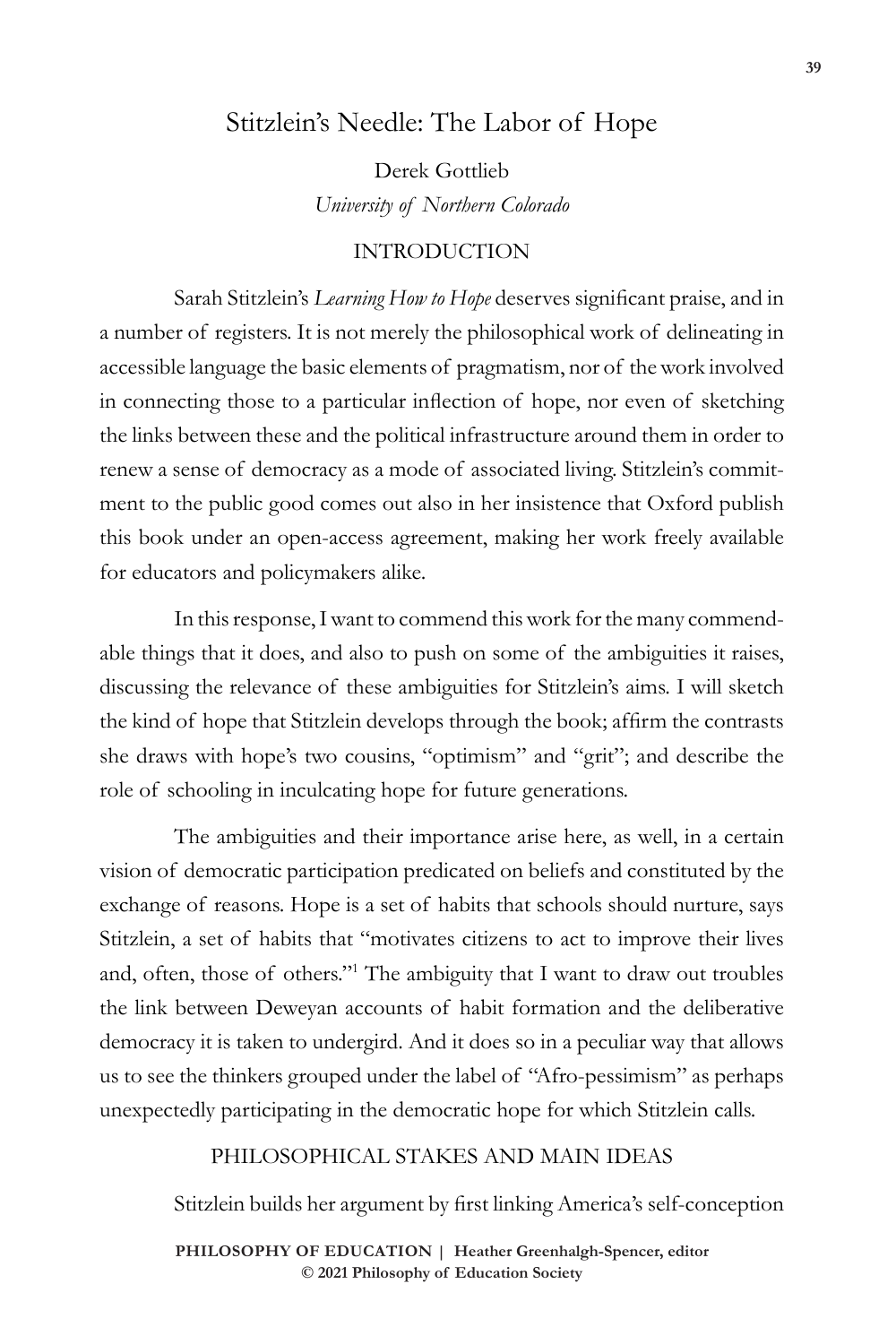# Stitzlein's Needle: The Labor of Hope

Derek Gottlieb
*University of Northern Colorado*

## INTRODUCTION

Sarah Stitzlein's *Learning How to Hope* deserves significant praise, and in a number of registers. It is not merely the philosophical work of delineating in accessible language the basic elements of pragmatism, nor of the work involved in connecting those to a particular inflection of hope, nor even of sketching the links between these and the political infrastructure around them in order to renew a sense of democracy as a mode of associated living. Stitzlein's commitment to the public good comes out also in her insistence that Oxford publish this book under an open-access agreement, making her work freely available for educators and policymakers alike.

In this response, I want to commend this work for the many commendable things that it does, and also to push on some of the ambiguities it raises, discussing the relevance of these ambiguities for Stitzlein's aims. I will sketch the kind of hope that Stitzlein develops through the book; affirm the contrasts she draws with hope's two cousins, "optimism" and "grit"; and describe the role of schooling in inculcating hope for future generations.

The ambiguities and their importance arise here, as well, in a certain vision of democratic participation predicated on beliefs and constituted by the exchange of reasons. Hope is a set of habits that schools should nurture, says Stitzlein, a set of habits that "motivates citizens to act to improve their lives and, often, those of others."[1] The ambiguity that I want to draw out troubles the link between Deweyan accounts of habit formation and the deliberative democracy it is taken to undergird. And it does so in a peculiar way that allows us to see the thinkers grouped under the label of "Afro-pessimism" as perhaps unexpectedly participating in the democratic hope for which Stitzlein calls.

## PHILOSOPHICAL STAKES AND MAIN IDEAS

Stitzlein builds her argument by first linking America's self-conception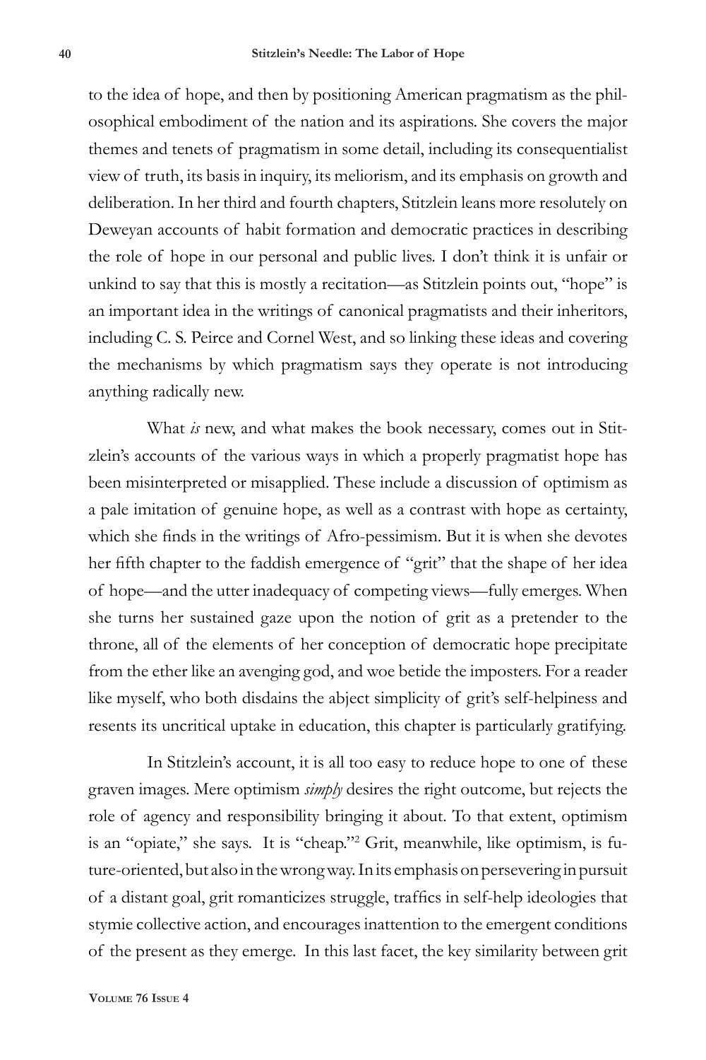to the idea of hope, and then by positioning American pragmatism as the philosophical embodiment of the nation and its aspirations. She covers the major themes and tenets of pragmatism in some detail, including its consequentialist view of truth, its basis in inquiry, its meliorism, and its emphasis on growth and deliberation. In her third and fourth chapters, Stitzlein leans more resolutely on Deweyan accounts of habit formation and democratic practices in describing the role of hope in our personal and public lives. I don't think it is unfair or unkind to say that this is mostly a recitation—as Stitzlein points out, "hope" is an important idea in the writings of canonical pragmatists and their inheritors, including C. S. Peirce and Cornel West, and so linking these ideas and covering the mechanisms by which pragmatism says they operate is not introducing anything radically new.

What *is* new, and what makes the book necessary, comes out in Stitzlein's accounts of the various ways in which a properly pragmatist hope has been misinterpreted or misapplied. These include a discussion of optimism as a pale imitation of genuine hope, as well as a contrast with hope as certainty, which she finds in the writings of Afro-pessimism. But it is when she devotes her fifth chapter to the faddish emergence of "grit" that the shape of her idea of hope—and the utter inadequacy of competing views—fully emerges. When she turns her sustained gaze upon the notion of grit as a pretender to the throne, all of the elements of her conception of democratic hope precipitate from the ether like an avenging god, and woe betide the imposters. For a reader like myself, who both disdains the abject simplicity of grit's self-helpiness and resents its uncritical uptake in education, this chapter is particularly gratifying.

In Stitzlein's account, it is all too easy to reduce hope to one of these graven images. Mere optimism *simply* desires the right outcome, but rejects the role of agency and responsibility bringing it about. To that extent, optimism is an "opiate," she says. It is "cheap."[2] Grit, meanwhile, like optimism, is future-oriented, but also in the wrong way. In its emphasis on persevering in pursuit of a distant goal, grit romanticizes struggle, traffics in self-help ideologies that stymie collective action, and encourages inattention to the emergent conditions of the present as they emerge. In this last facet, the key similarity between grit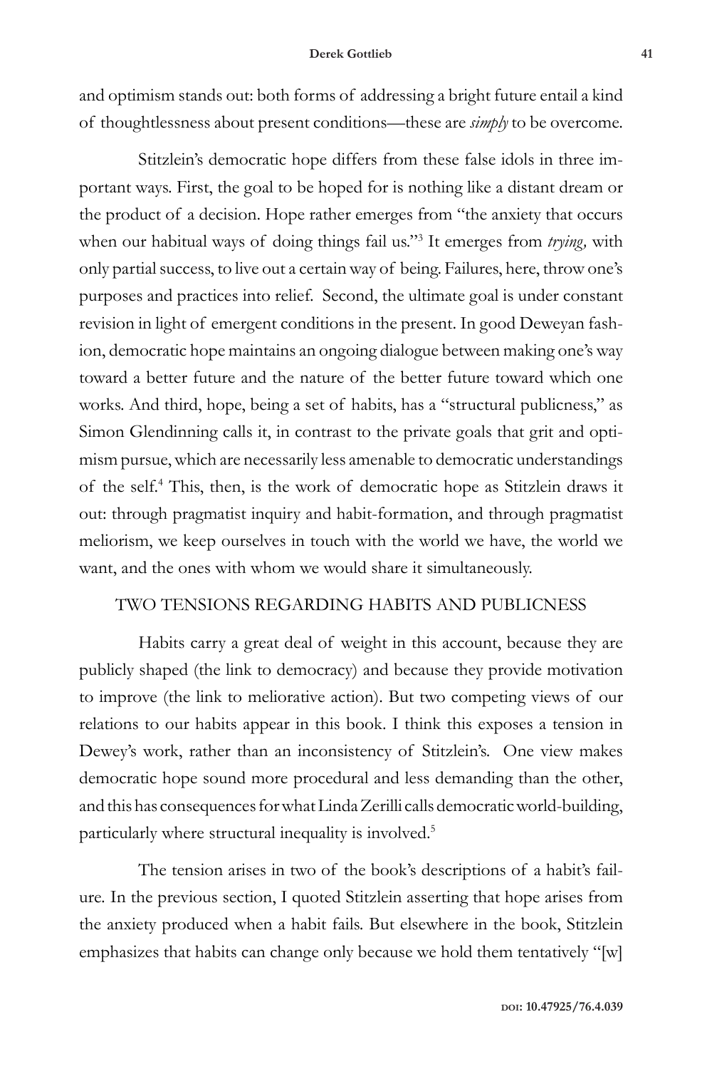and optimism stands out: both forms of addressing a bright future entail a kind of thoughtlessness about present conditions—these are *simply* to be overcome.

Stitzlein's democratic hope differs from these false idols in three important ways. First, the goal to be hoped for is nothing like a distant dream or the product of a decision. Hope rather emerges from "the anxiety that occurs when our habitual ways of doing things fail us."[3] It emerges from *trying,* with only partial success, to live out a certain way of being. Failures, here, throw one's purposes and practices into relief. Second, the ultimate goal is under constant revision in light of emergent conditions in the present. In good Deweyan fashion, democratic hope maintains an ongoing dialogue between making one's way toward a better future and the nature of the better future toward which one works. And third, hope, being a set of habits, has a "structural publicness," as Simon Glendinning calls it, in contrast to the private goals that grit and optimism pursue, which are necessarily less amenable to democratic understandings of the self.[4] This, then, is the work of democratic hope as Stitzlein draws it out: through pragmatist inquiry and habit-formation, and through pragmatist meliorism, we keep ourselves in touch with the world we have, the world we want, and the ones with whom we would share it simultaneously.

## TWO TENSIONS REGARDING HABITS AND PUBLICNESS

Habits carry a great deal of weight in this account, because they are publicly shaped (the link to democracy) and because they provide motivation to improve (the link to meliorative action). But two competing views of our relations to our habits appear in this book. I think this exposes a tension in Dewey's work, rather than an inconsistency of Stitzlein's. One view makes democratic hope sound more procedural and less demanding than the other, and this has consequences for what Linda Zerilli calls democratic world-building, particularly where structural inequality is involved.[5]

The tension arises in two of the book's descriptions of a habit's failure. In the previous section, I quoted Stitzlein asserting that hope arises from the anxiety produced when a habit fails. But elsewhere in the book, Stitzlein emphasizes that habits can change only because we hold them tentatively "[w]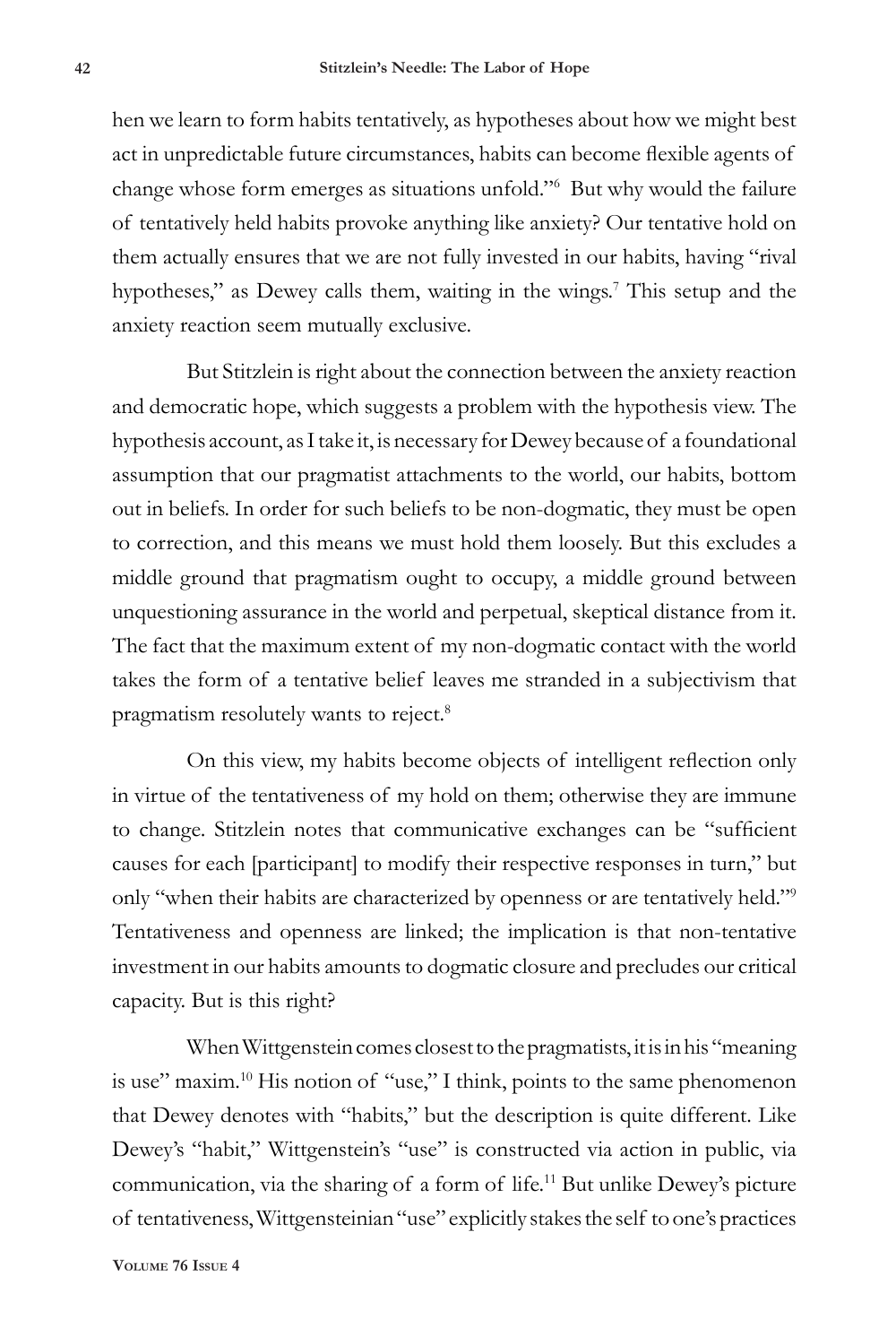hen we learn to form habits tentatively, as hypotheses about how we might best act in unpredictable future circumstances, habits can become flexible agents of change whose form emerges as situations unfold."[6] But why would the failure of tentatively held habits provoke anything like anxiety? Our tentative hold on them actually ensures that we are not fully invested in our habits, having "rival hypotheses," as Dewey calls them, waiting in the wings.[7] This setup and the anxiety reaction seem mutually exclusive.

But Stitzlein is right about the connection between the anxiety reaction and democratic hope, which suggests a problem with the hypothesis view. The hypothesis account, as I take it, is necessary for Dewey because of a foundational assumption that our pragmatist attachments to the world, our habits, bottom out in beliefs. In order for such beliefs to be non-dogmatic, they must be open to correction, and this means we must hold them loosely. But this excludes a middle ground that pragmatism ought to occupy, a middle ground between unquestioning assurance in the world and perpetual, skeptical distance from it. The fact that the maximum extent of my non-dogmatic contact with the world takes the form of a tentative belief leaves me stranded in a subjectivism that pragmatism resolutely wants to reject.[8]

On this view, my habits become objects of intelligent reflection only in virtue of the tentativeness of my hold on them; otherwise they are immune to change. Stitzlein notes that communicative exchanges can be "sufficient causes for each [participant] to modify their respective responses in turn," but only "when their habits are characterized by openness or are tentatively held."[9] Tentativeness and openness are linked; the implication is that non-tentative investment in our habits amounts to dogmatic closure and precludes our critical capacity. But is this right?

When Wittgenstein comes closest to the pragmatists, it is in his "meaning is use" maxim.[10] His notion of "use," I think, points to the same phenomenon that Dewey denotes with "habits," but the description is quite different. Like Dewey's "habit," Wittgenstein's "use" is constructed via action in public, via communication, via the sharing of a form of life.[11] But unlike Dewey's picture of tentativeness, Wittgensteinian "use" explicitly stakes the self to one's practices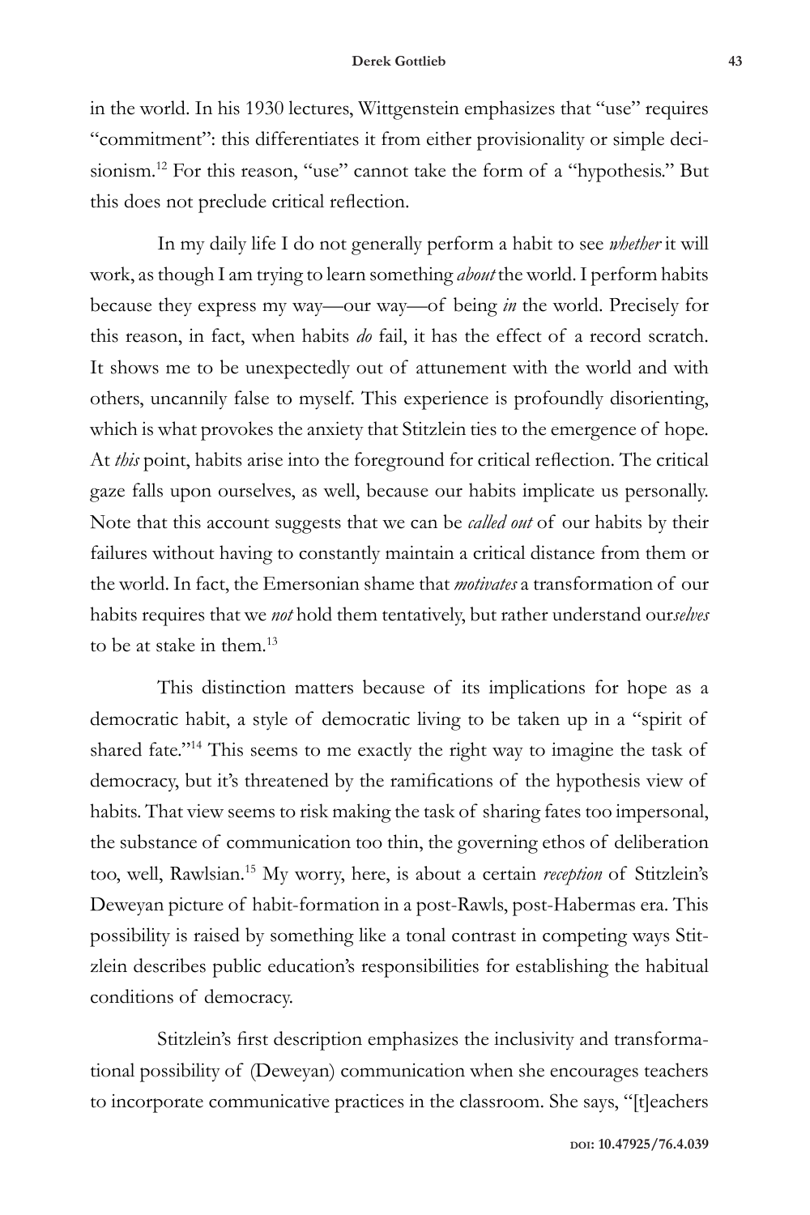in the world. In his 1930 lectures, Wittgenstein emphasizes that "use" requires "commitment": this differentiates it from either provisionality or simple decisionism.[12] For this reason, "use" cannot take the form of a "hypothesis." But this does not preclude critical reflection.

In my daily life I do not generally perform a habit to see *whether* it will work, as though I am trying to learn something *about* the world. I perform habits because they express my way—our way—of being *in* the world. Precisely for this reason, in fact, when habits *do* fail, it has the effect of a record scratch. It shows me to be unexpectedly out of attunement with the world and with others, uncannily false to myself. This experience is profoundly disorienting, which is what provokes the anxiety that Stitzlein ties to the emergence of hope. At *this* point, habits arise into the foreground for critical reflection. The critical gaze falls upon ourselves, as well, because our habits implicate us personally. Note that this account suggests that we can be *called out* of our habits by their failures without having to constantly maintain a critical distance from them or the world. In fact, the Emersonian shame that *motivates* a transformation of our habits requires that we *not* hold them tentatively, but rather understand our*selves* to be at stake in them.[13]

This distinction matters because of its implications for hope as a democratic habit, a style of democratic living to be taken up in a "spirit of shared fate."[14] This seems to me exactly the right way to imagine the task of democracy, but it's threatened by the ramifications of the hypothesis view of habits. That view seems to risk making the task of sharing fates too impersonal, the substance of communication too thin, the governing ethos of deliberation too, well, Rawlsian.[15] My worry, here, is about a certain *reception* of Stitzlein's Deweyan picture of habit-formation in a post-Rawls, post-Habermas era. This possibility is raised by something like a tonal contrast in competing ways Stitzlein describes public education's responsibilities for establishing the habitual conditions of democracy.

Stitzlein's first description emphasizes the inclusivity and transformational possibility of (Deweyan) communication when she encourages teachers to incorporate communicative practices in the classroom. She says, "[t]eachers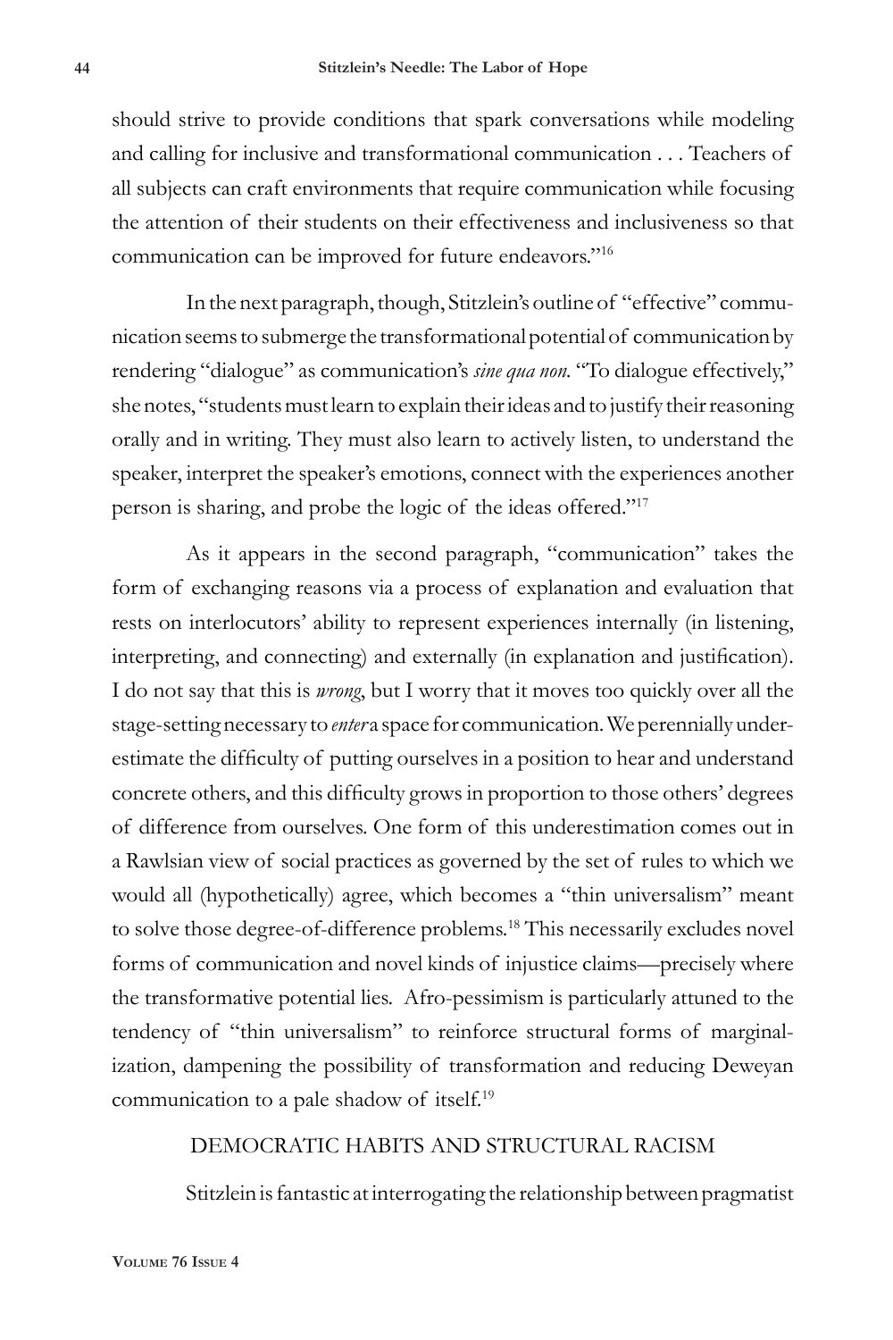should strive to provide conditions that spark conversations while modeling and calling for inclusive and transformational communication . . . Teachers of all subjects can craft environments that require communication while focusing the attention of their students on their effectiveness and inclusiveness so that communication can be improved for future endeavors."[16]

In the next paragraph, though, Stitzlein's outline of "effective" communication seems to submerge the transformational potential of communication by rendering "dialogue" as communication's *sine qua non.* "To dialogue effectively," she notes, "students must learn to explain their ideas and to justify their reasoning orally and in writing. They must also learn to actively listen, to understand the speaker, interpret the speaker's emotions, connect with the experiences another person is sharing, and probe the logic of the ideas offered."[17]

As it appears in the second paragraph, "communication" takes the form of exchanging reasons via a process of explanation and evaluation that rests on interlocutors' ability to represent experiences internally (in listening, interpreting, and connecting) and externally (in explanation and justification). I do not say that this is *wrong*, but I worry that it moves too quickly over all the stage-setting necessary to *enter* a space for communication. We perennially underestimate the difficulty of putting ourselves in a position to hear and understand concrete others, and this difficulty grows in proportion to those others' degrees of difference from ourselves. One form of this underestimation comes out in a Rawlsian view of social practices as governed by the set of rules to which we would all (hypothetically) agree, which becomes a "thin universalism" meant to solve those degree-of-difference problems.[18] This necessarily excludes novel forms of communication and novel kinds of injustice claims—precisely where the transformative potential lies. Afro-pessimism is particularly attuned to the tendency of "thin universalism" to reinforce structural forms of marginalization, dampening the possibility of transformation and reducing Deweyan communication to a pale shadow of itself.[19]

## DEMOCRATIC HABITS AND STRUCTURAL RACISM

Stitzlein is fantastic at interrogating the relationship between pragmatist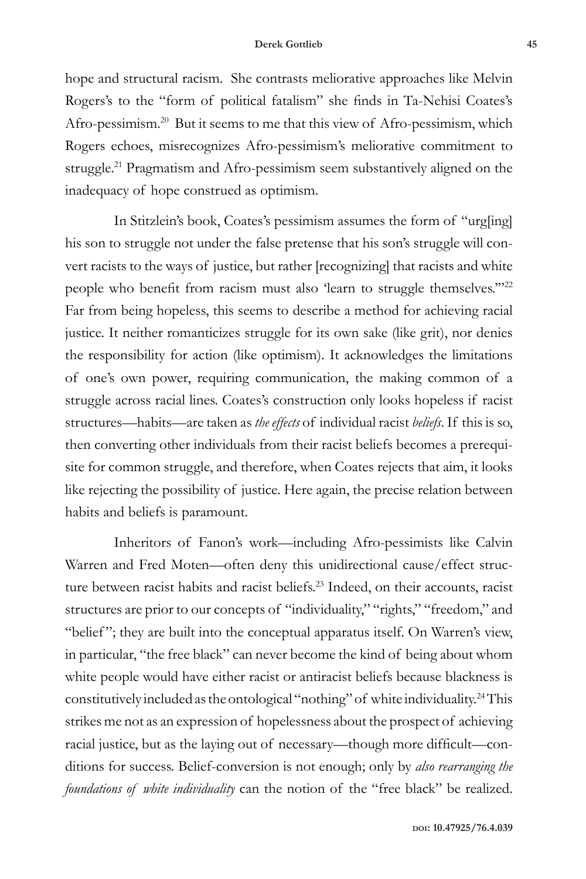hope and structural racism. She contrasts meliorative approaches like Melvin Rogers's to the "form of political fatalism" she finds in Ta-Nehisi Coates's Afro-pessimism.[20] But it seems to me that this view of Afro-pessimism, which Rogers echoes, misrecognizes Afro-pessimism's meliorative commitment to struggle.[21] Pragmatism and Afro-pessimism seem substantively aligned on the inadequacy of hope construed as optimism.

In Stitzlein's book, Coates's pessimism assumes the form of "urg[ing] his son to struggle not under the false pretense that his son's struggle will convert racists to the ways of justice, but rather [recognizing] that racists and white people who benefit from racism must also 'learn to struggle themselves.'"[22] Far from being hopeless, this seems to describe a method for achieving racial justice. It neither romanticizes struggle for its own sake (like grit), nor denies the responsibility for action (like optimism). It acknowledges the limitations of one's own power, requiring communication, the making common of a struggle across racial lines. Coates's construction only looks hopeless if racist structures—habits—are taken as *the effects* of individual racist *beliefs*. If this is so, then converting other individuals from their racist beliefs becomes a prerequisite for common struggle, and therefore, when Coates rejects that aim, it looks like rejecting the possibility of justice. Here again, the precise relation between habits and beliefs is paramount.

Inheritors of Fanon's work—including Afro-pessimists like Calvin Warren and Fred Moten—often deny this unidirectional cause/effect structure between racist habits and racist beliefs.[23] Indeed, on their accounts, racist structures are prior to our concepts of "individuality," "rights," "freedom," and "belief"; they are built into the conceptual apparatus itself. On Warren's view, in particular, "the free black" can never become the kind of being about whom white people would have either racist or antiracist beliefs because blackness is constitutively included as the ontological "nothing" of white individuality.[24] This strikes me not as an expression of hopelessness about the prospect of achieving racial justice, but as the laying out of necessary—though more difficult—conditions for success. Belief-conversion is not enough; only by *also rearranging the foundations of white individuality* can the notion of the "free black" be realized.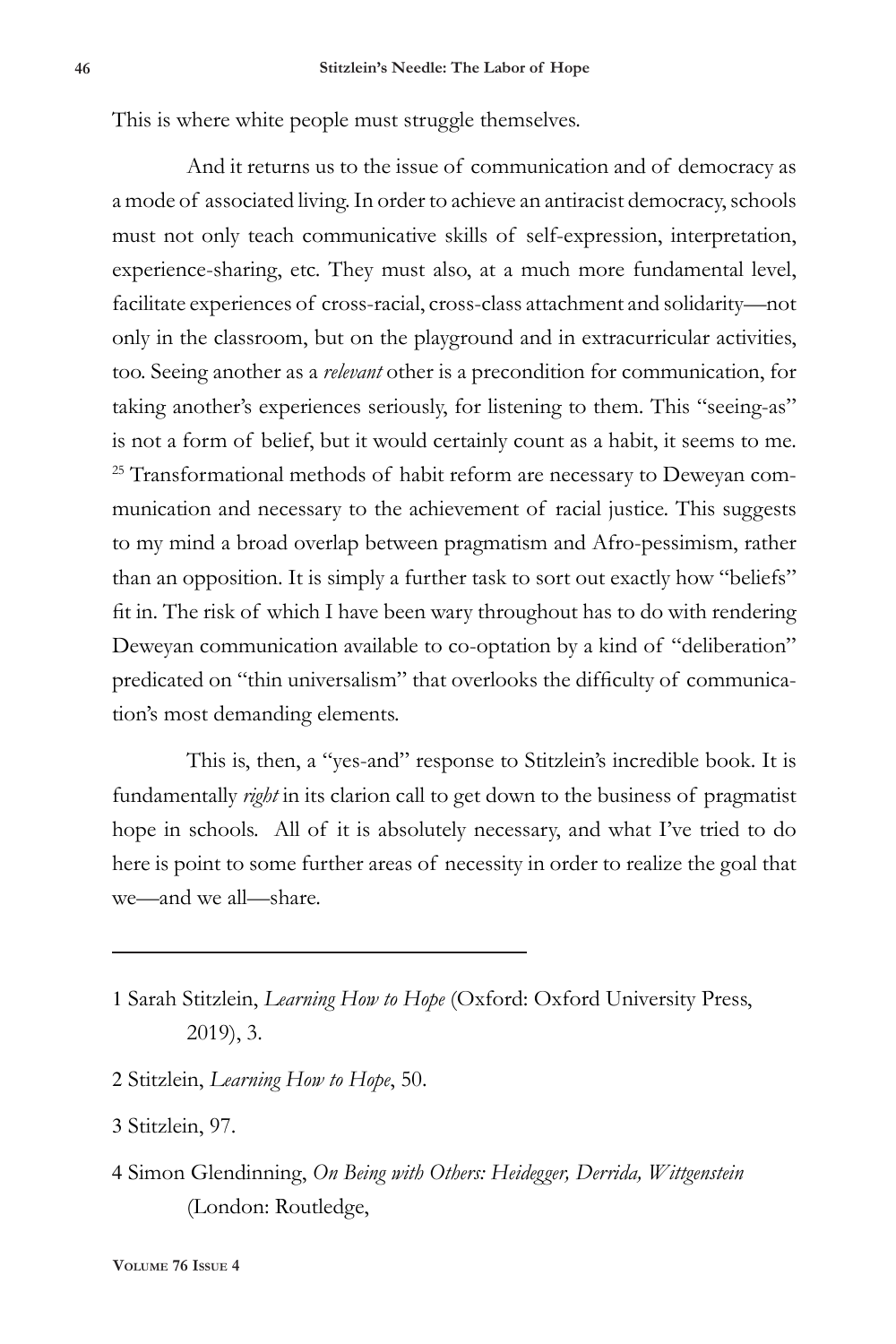This is where white people must struggle themselves.

And it returns us to the issue of communication and of democracy as a mode of associated living. In order to achieve an antiracist democracy, schools must not only teach communicative skills of self-expression, interpretation, experience-sharing, etc. They must also, at a much more fundamental level, facilitate experiences of cross-racial, cross-class attachment and solidarity—not only in the classroom, but on the playground and in extracurricular activities, too. Seeing another as a *relevant* other is a precondition for communication, for taking another's experiences seriously, for listening to them. This "seeing-as" is not a form of belief, but it would certainly count as a habit, it seems to me. [25] Transformational methods of habit reform are necessary to Deweyan communication and necessary to the achievement of racial justice. This suggests to my mind a broad overlap between pragmatism and Afro-pessimism, rather than an opposition. It is simply a further task to sort out exactly how "beliefs" fit in. The risk of which I have been wary throughout has to do with rendering Deweyan communication available to co-optation by a kind of "deliberation" predicated on "thin universalism" that overlooks the difficulty of communication's most demanding elements.

This is, then, a "yes-and" response to Stitzlein's incredible book. It is fundamentally *right* in its clarion call to get down to the business of pragmatist hope in schools. All of it is absolutely necessary, and what I've tried to do here is point to some further areas of necessity in order to realize the goal that we—and we all—share.

---

1 Sarah Stitzlein, *Learning How to Hope* (Oxford: Oxford University Press, 2019), 3.

2 Stitzlein, *Learning How to Hope*, 50.

3 Stitzlein, 97.

4 Simon Glendinning, *On Being with Others: Heidegger, Derrida, Wittgenstein* (London: Routledge,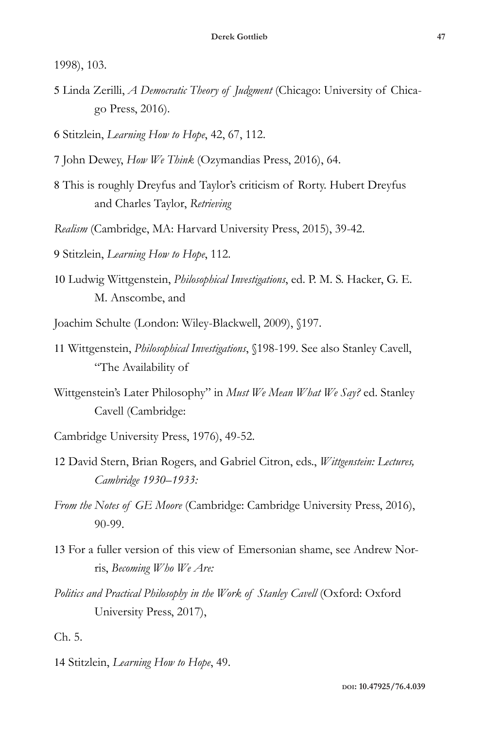1998), 103.

5 Linda Zerilli, *A Democratic Theory of Judgment* (Chicago: University of Chicago Press, 2016).

6 Stitzlein, *Learning How to Hope*, 42, 67, 112.

7 John Dewey, *How We Think* (Ozymandias Press, 2016), 64.

8 This is roughly Dreyfus and Taylor's criticism of Rorty. Hubert Dreyfus and Charles Taylor, *Retrieving Realism* (Cambridge, MA: Harvard University Press, 2015), 39-42.

9 Stitzlein, *Learning How to Hope*, 112.

10 Ludwig Wittgenstein, *Philosophical Investigations*, ed. P. M. S. Hacker, G. E. M. Anscombe, and Joachim Schulte (London: Wiley-Blackwell, 2009), §197.

11 Wittgenstein, *Philosophical Investigations*, §198-199. See also Stanley Cavell, "The Availability of Wittgenstein's Later Philosophy" in *Must We Mean What We Say?* ed. Stanley Cavell (Cambridge: Cambridge University Press, 1976), 49-52.

12 David Stern, Brian Rogers, and Gabriel Citron, eds., *Wittgenstein: Lectures, Cambridge 1930–1933: From the Notes of GE Moore* (Cambridge: Cambridge University Press, 2016), 90-99.

13 For a fuller version of this view of Emersonian shame, see Andrew Norris, *Becoming Who We Are: Politics and Practical Philosophy in the Work of Stanley Cavell* (Oxford: Oxford University Press, 2017), Ch. 5.

14 Stitzlein, *Learning How to Hope*, 49.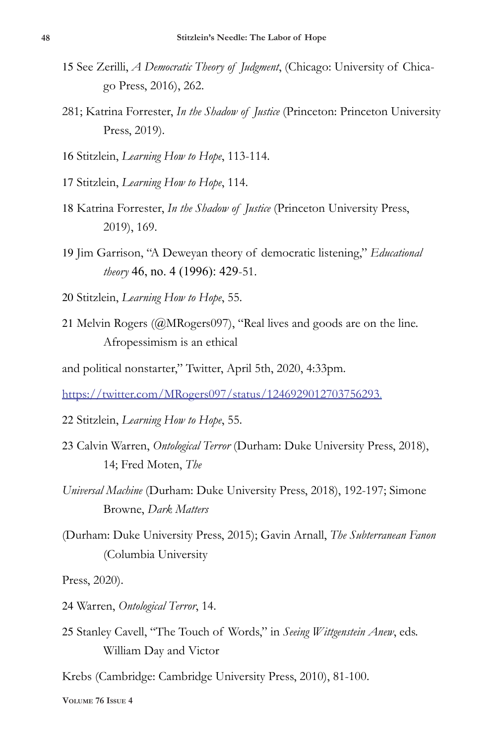15 See Zerilli, *A Democratic Theory of Judgment*, (Chicago: University of Chicago Press, 2016), 262.

281; Katrina Forrester, *In the Shadow of Justice* (Princeton: Princeton University Press, 2019).

16 Stitzlein, *Learning How to Hope*, 113-114.

17 Stitzlein, *Learning How to Hope*, 114.

18 Katrina Forrester, *In the Shadow of Justice* (Princeton University Press, 2019), 169.

19 Jim Garrison, "A Deweyan theory of democratic listening," *Educational theory* 46, no. 4 (1996): 429-51.

20 Stitzlein, *Learning How to Hope*, 55.

21 Melvin Rogers (@MRogers097), "Real lives and goods are on the line. Afropessimism is an ethical

and political nonstarter," Twitter, April 5th, 2020, 4:33pm.

https://twitter.com/MRogers097/status/1246929012703756293.

22 Stitzlein, *Learning How to Hope*, 55.

23 Calvin Warren, *Ontological Terror* (Durham: Duke University Press, 2018), 14; Fred Moten, *The*

*Universal Machine* (Durham: Duke University Press, 2018), 192-197; Simone Browne, *Dark Matters*

(Durham: Duke University Press, 2015); Gavin Arnall, *The Subterranean Fanon* (Columbia University

Press, 2020).

24 Warren, *Ontological Terror*, 14.

25 Stanley Cavell, "The Touch of Words," in *Seeing Wittgenstein Anew*, eds. William Day and Victor

Krebs (Cambridge: Cambridge University Press, 2010), 81-100.